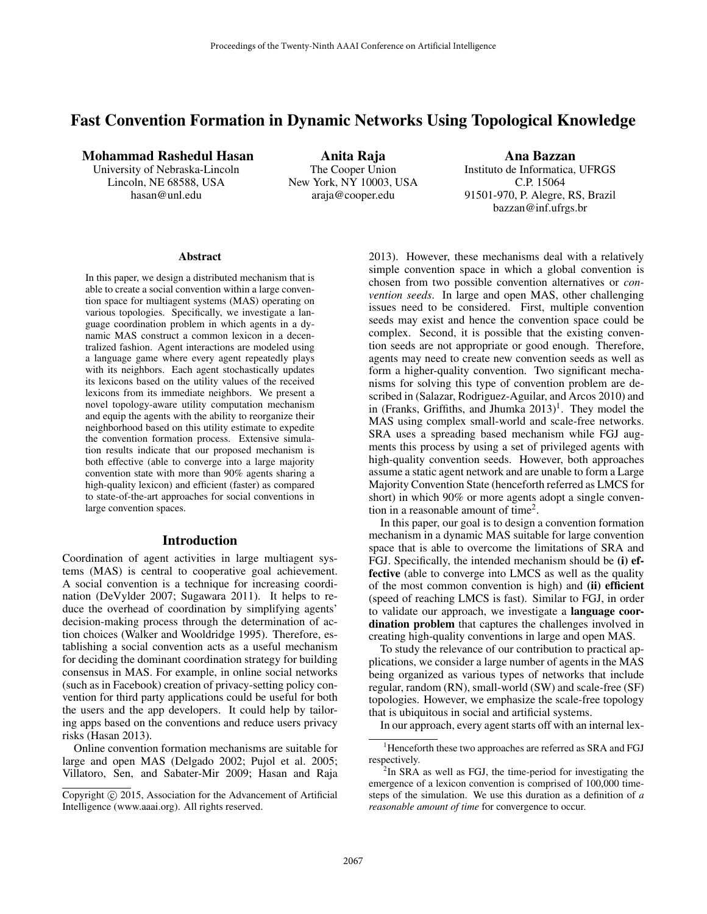# Fast Convention Formation in Dynamic Networks Using Topological Knowledge

**Mohammad Rashedul Hasan**
University of Nebraska-Lincoln
Lincoln, NE 68588, USA
hasan@unl.edu

**Anita Raja**
The Cooper Union
New York, NY 10003, USA
araja@cooper.edu

**Ana Bazzan**
Instituto de Informatica, UFRGS
C.P. 15064
91501-970, P. Alegre, RS, Brazil
bazzan@inf.ufrgs.br

### Abstract

In this paper, we design a distributed mechanism that is able to create a social convention within a large convention space for multiagent systems (MAS) operating on various topologies. Specifically, we investigate a language coordination problem in which agents in a dynamic MAS construct a common lexicon in a decentralized fashion. Agent interactions are modeled using a language game where every agent repeatedly plays with its neighbors. Each agent stochastically updates its lexicons based on the utility values of the received lexicons from its immediate neighbors. We present a novel topology-aware utility computation mechanism and equip the agents with the ability to reorganize their neighborhood based on this utility estimate to expedite the convention formation process. Extensive simulation results indicate that our proposed mechanism is both effective (able to converge into a large majority convention state with more than 90% agents sharing a high-quality lexicon) and efficient (faster) as compared to state-of-the-art approaches for social conventions in large convention spaces.

## Introduction

Coordination of agent activities in large multiagent systems (MAS) is central to cooperative goal achievement. A social convention is a technique for increasing coordination (DeVylder 2007; Sugawara 2011). It helps to reduce the overhead of coordination by simplifying agents' decision-making process through the determination of action choices (Walker and Wooldridge 1995). Therefore, establishing a social convention acts as a useful mechanism for deciding the dominant coordination strategy for building consensus in MAS. For example, in online social networks (such as in Facebook) creation of privacy-setting policy convention for third party applications could be useful for both the users and the app developers. It could help by tailoring apps based on the conventions and reduce users privacy risks (Hasan 2013).

Online convention formation mechanisms are suitable for large and open MAS (Delgado 2002; Pujol et al. 2005; Villatoro, Sen, and Sabater-Mir 2009; Hasan and Raja 2013). However, these mechanisms deal with a relatively simple convention space in which a global convention is chosen from two possible convention alternatives or *convention seeds*. In large and open MAS, other challenging issues need to be considered. First, multiple convention seeds may exist and hence the convention space could be complex. Second, it is possible that the existing convention seeds are not appropriate or good enough. Therefore, agents may need to create new convention seeds as well as form a higher-quality convention. Two significant mechanisms for solving this type of convention problem are described in (Salazar, Rodriguez-Aguilar, and Arcos 2010) and in (Franks, Griffiths, and Jhumka 2013)[1]. They model the MAS using complex small-world and scale-free networks. SRA uses a spreading based mechanism while FGJ augments this process by using a set of privileged agents with high-quality convention seeds. However, both approaches assume a static agent network and are unable to form a Large Majority Convention State (henceforth referred as LMCS for short) in which 90% or more agents adopt a single convention in a reasonable amount of time[2].

In this paper, our goal is to design a convention formation mechanism in a dynamic MAS suitable for large convention space that is able to overcome the limitations of SRA and FGJ. Specifically, the intended mechanism should be **(i) effective** (able to converge into LMCS as well as the quality of the most common convention is high) and **(ii) efficient** (speed of reaching LMCS is fast). Similar to FGJ, in order to validate our approach, we investigate a **language coordination problem** that captures the challenges involved in creating high-quality conventions in large and open MAS.

To study the relevance of our contribution to practical applications, we consider a large number of agents in the MAS being organized as various types of networks that include regular, random (RN), small-world (SW) and scale-free (SF) topologies. However, we emphasize the scale-free topology that is ubiquitous in social and artificial systems.

In our approach, every agent starts off with an internal lex-

[1] Henceforth these two approaches are referred as SRA and FGJ respectively.

[2] In SRA as well as FGJ, the time-period for investigating the emergence of a lexicon convention is comprised of 100,000 time-steps of the simulation. We use this duration as a definition of *a reasonable amount of time* for convergence to occur.

Copyright © 2015, Association for the Advancement of Artificial Intelligence (www.aaai.org). All rights reserved.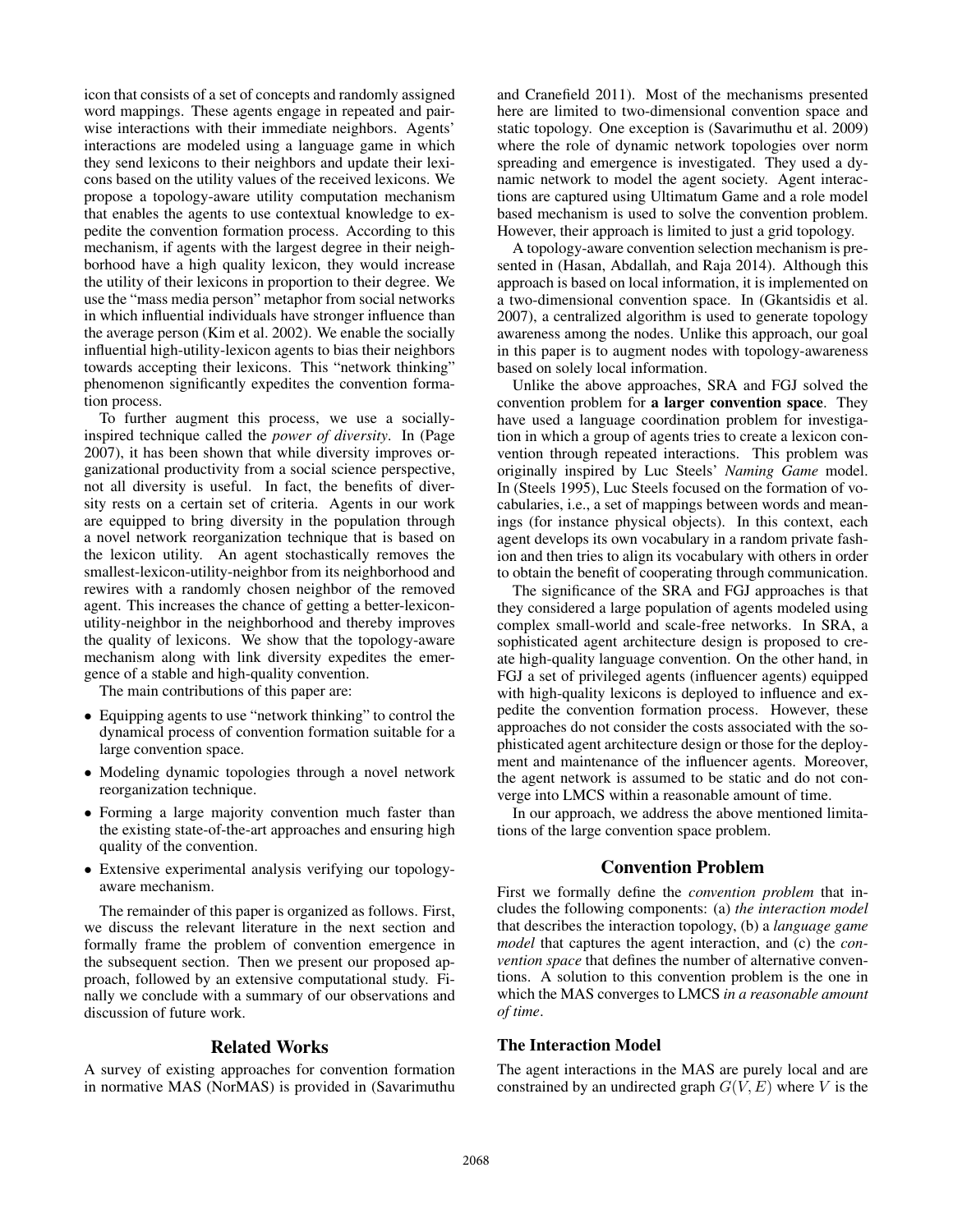icon that consists of a set of concepts and randomly assigned word mappings. These agents engage in repeated and pairwise interactions with their immediate neighbors. Agents' interactions are modeled using a language game in which they send lexicons to their neighbors and update their lexicons based on the utility values of the received lexicons. We propose a topology-aware utility computation mechanism that enables the agents to use contextual knowledge to expedite the convention formation process. According to this mechanism, if agents with the largest degree in their neighborhood have a high quality lexicon, they would increase the utility of their lexicons in proportion to their degree. We use the "mass media person" metaphor from social networks in which influential individuals have stronger influence than the average person (Kim et al. 2002). We enable the socially influential high-utility-lexicon agents to bias their neighbors towards accepting their lexicons. This "network thinking" phenomenon significantly expedites the convention formation process.

To further augment this process, we use a socially-inspired technique called the *power of diversity*. In (Page 2007), it has been shown that while diversity improves organizational productivity from a social science perspective, not all diversity is useful. In fact, the benefits of diversity rests on a certain set of criteria. Agents in our work are equipped to bring diversity in the population through a novel network reorganization technique that is based on the lexicon utility. An agent stochastically removes the smallest-lexicon-utility-neighbor from its neighborhood and rewires with a randomly chosen neighbor of the removed agent. This increases the chance of getting a better-lexicon-utility-neighbor in the neighborhood and thereby improves the quality of lexicons. We show that the topology-aware mechanism along with link diversity expedites the emergence of a stable and high-quality convention.

The main contributions of this paper are:

- Equipping agents to use "network thinking" to control the dynamical process of convention formation suitable for a large convention space.
- Modeling dynamic topologies through a novel network reorganization technique.
- Forming a large majority convention much faster than the existing state-of-the-art approaches and ensuring high quality of the convention.
- Extensive experimental analysis verifying our topology-aware mechanism.

The remainder of this paper is organized as follows. First, we discuss the relevant literature in the next section and formally frame the problem of convention emergence in the subsequent section. Then we present our proposed approach, followed by an extensive computational study. Finally we conclude with a summary of our observations and discussion of future work.

## Related Works

A survey of existing approaches for convention formation in normative MAS (NorMAS) is provided in (Savarimuthu and Cranefield 2011). Most of the mechanisms presented here are limited to two-dimensional convention space and static topology. One exception is (Savarimuthu et al. 2009) where the role of dynamic network topologies over norm spreading and emergence is investigated. They used a dynamic network to model the agent society. Agent interactions are captured using Ultimatum Game and a role model based mechanism is used to solve the convention problem. However, their approach is limited to just a grid topology.

A topology-aware convention selection mechanism is presented in (Hasan, Abdallah, and Raja 2014). Although this approach is based on local information, it is implemented on a two-dimensional convention space. In (Gkantsidis et al. 2007), a centralized algorithm is used to generate topology awareness among the nodes. Unlike this approach, our goal in this paper is to augment nodes with topology-awareness based on solely local information.

Unlike the above approaches, SRA and FGJ solved the convention problem for **a larger convention space**. They have used a language coordination problem for investigation in which a group of agents tries to create a lexicon convention through repeated interactions. This problem was originally inspired by Luc Steels' *Naming Game* model. In (Steels 1995), Luc Steels focused on the formation of vocabularies, i.e., a set of mappings between words and meanings (for instance physical objects). In this context, each agent develops its own vocabulary in a random private fashion and then tries to align its vocabulary with others in order to obtain the benefit of cooperating through communication.

The significance of the SRA and FGJ approaches is that they considered a large population of agents modeled using complex small-world and scale-free networks. In SRA, a sophisticated agent architecture design is proposed to create high-quality language convention. On the other hand, in FGJ a set of privileged agents (influencer agents) equipped with high-quality lexicons is deployed to influence and expedite the convention formation process. However, these approaches do not consider the costs associated with the sophisticated agent architecture design or those for the deployment and maintenance of the influencer agents. Moreover, the agent network is assumed to be static and do not converge into LMCS within a reasonable amount of time.

In our approach, we address the above mentioned limitations of the large convention space problem.

## Convention Problem

First we formally define the *convention problem* that includes the following components: (a) *the interaction model* that describes the interaction topology, (b) a *language game model* that captures the agent interaction, and (c) the *convention space* that defines the number of alternative conventions. A solution to this convention problem is the one in which the MAS converges to LMCS *in a reasonable amount of time*.

### The Interaction Model

The agent interactions in the MAS are purely local and are constrained by an undirected graph $G(V, E)$ where $V$ is the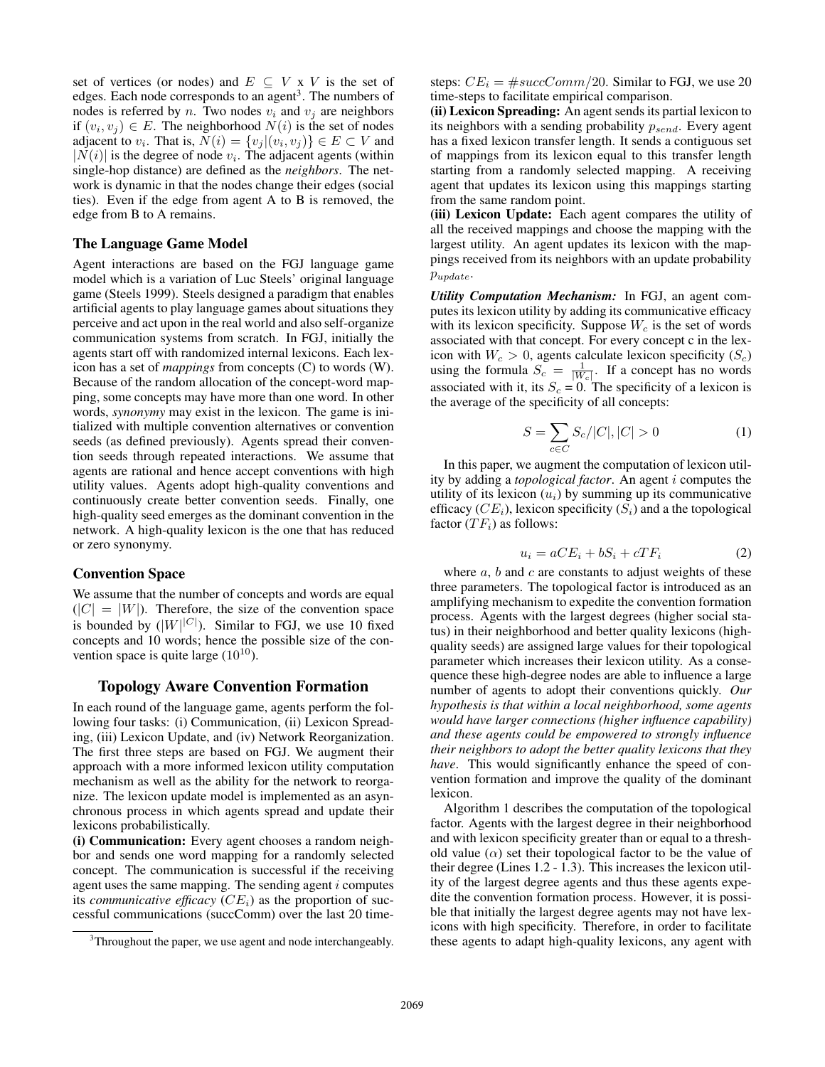set of vertices (or nodes) and $E \subseteq V$ x $V$ is the set of edges. Each node corresponds to an agent[3]. The numbers of nodes is referred by $n$. Two nodes $v_i$ and $v_j$ are neighbors if $(v_i, v_j) \in E$. The neighborhood $N(i)$ is the set of nodes adjacent to $v_i$. That is, $N(i) = \{v_j | (v_i, v_j)\} \in E \subset V$ and $|N(i)|$ is the degree of node $v_i$. The adjacent agents (within single-hop distance) are defined as the *neighbors*. The network is dynamic in that the nodes change their edges (social ties). Even if the edge from agent A to B is removed, the edge from B to A remains.

### The Language Game Model

Agent interactions are based on the FGJ language game model which is a variation of Luc Steels' original language game (Steels 1999). Steels designed a paradigm that enables artificial agents to play language games about situations they perceive and act upon in the real world and also self-organize communication systems from scratch. In FGJ, initially the agents start off with randomized internal lexicons. Each lexicon has a set of *mappings* from concepts (C) to words (W). Because of the random allocation of the concept-word mapping, some concepts may have more than one word. In other words, *synonymy* may exist in the lexicon. The game is initialized with multiple convention alternatives or convention seeds (as defined previously). Agents spread their convention seeds through repeated interactions. We assume that agents are rational and hence accept conventions with high utility values. Agents adopt high-quality conventions and continuously create better convention seeds. Finally, one high-quality seed emerges as the dominant convention in the network. A high-quality lexicon is the one that has reduced or zero synonymy.

### Convention Space

We assume that the number of concepts and words are equal ($|C| = |W|$). Therefore, the size of the convention space is bounded by ($|W|^{|C|}$). Similar to FGJ, we use 10 fixed concepts and 10 words; hence the possible size of the convention space is quite large ($10^{10}$).

## Topology Aware Convention Formation

In each round of the language game, agents perform the following four tasks: (i) Communication, (ii) Lexicon Spreading, (iii) Lexicon Update, and (iv) Network Reorganization. The first three steps are based on FGJ. We augment their approach with a more informed lexicon utility computation mechanism as well as the ability for the network to reorganize. The lexicon update model is implemented as an asynchronous process in which agents spread and update their lexicons probabilistically.

**(i) Communication:** Every agent chooses a random neighbor and sends one word mapping for a randomly selected concept. The communication is successful if the receiving agent uses the same mapping. The sending agent $i$ computes its *communicative efficacy* ($CE_i$) as the proportion of successful communications (succComm) over the last 20 time-steps: $CE_i = \#succComm/20$. Similar to FGJ, we use 20 time-steps to facilitate empirical comparison.

**(ii) Lexicon Spreading:** An agent sends its partial lexicon to its neighbors with a sending probability $p_{send}$. Every agent has a fixed lexicon transfer length. It sends a contiguous set of mappings from its lexicon equal to this transfer length starting from a randomly selected mapping. A receiving agent that updates its lexicon using this mappings starting from the same random point.

**(iii) Lexicon Update:** Each agent compares the utility of all the received mappings and choose the mapping with the largest utility. An agent updates its lexicon with the mappings received from its neighbors with an update probability $p_{update}$.

***Utility Computation Mechanism:*** In FGJ, an agent computes its lexicon utility by adding its communicative efficacy with its lexicon specificity. Suppose $W_c$ is the set of words associated with that concept. For every concept c in the lexicon with $W_c > 0$, agents calculate lexicon specificity ($S_c$) using the formula $S_c = \frac{1}{|W_c|}$. If a concept has no words associated with it, its $S_c = 0$. The specificity of a lexicon is the average of the specificity of all concepts:

$$S = \sum_{c \in C} S_c / |C|, |C| > 0 \tag{1}$$

In this paper, we augment the computation of lexicon utility by adding a *topological factor*. An agent $i$ computes the utility of its lexicon ($u_i$) by summing up its communicative efficacy ($CE_i$), lexicon specificity ($S_i$) and a the topological factor ($TF_i$) as follows:

$$u_i = aCE_i + bS_i + cTF_i \tag{2}$$

where $a$, $b$ and $c$ are constants to adjust weights of these three parameters. The topological factor is introduced as an amplifying mechanism to expedite the convention formation process. Agents with the largest degrees (higher social status) in their neighborhood and better quality lexicons (high-quality seeds) are assigned large values for their topological parameter which increases their lexicon utility. As a consequence these high-degree nodes are able to influence a large number of agents to adopt their conventions quickly. ***Our hypothesis is that within a local neighborhood, some agents would have larger connections (higher influence capability) and these agents could be empowered to strongly influence their neighbors to adopt the better quality lexicons that they have***. This would significantly enhance the speed of convention formation and improve the quality of the dominant lexicon.

Algorithm 1 describes the computation of the topological factor. Agents with the largest degree in their neighborhood and with lexicon specificity greater than or equal to a threshold value ($\alpha$) set their topological factor to be the value of their degree (Lines 1.2 - 1.3). This increases the lexicon utility of the largest degree agents and thus these agents expedite the convention formation process. However, it is possible that initially the largest degree agents may not have lexicons with high specificity. Therefore, in order to facilitate these agents to adapt high-quality lexicons, any agent with

[3] Throughout the paper, we use agent and node interchangeably.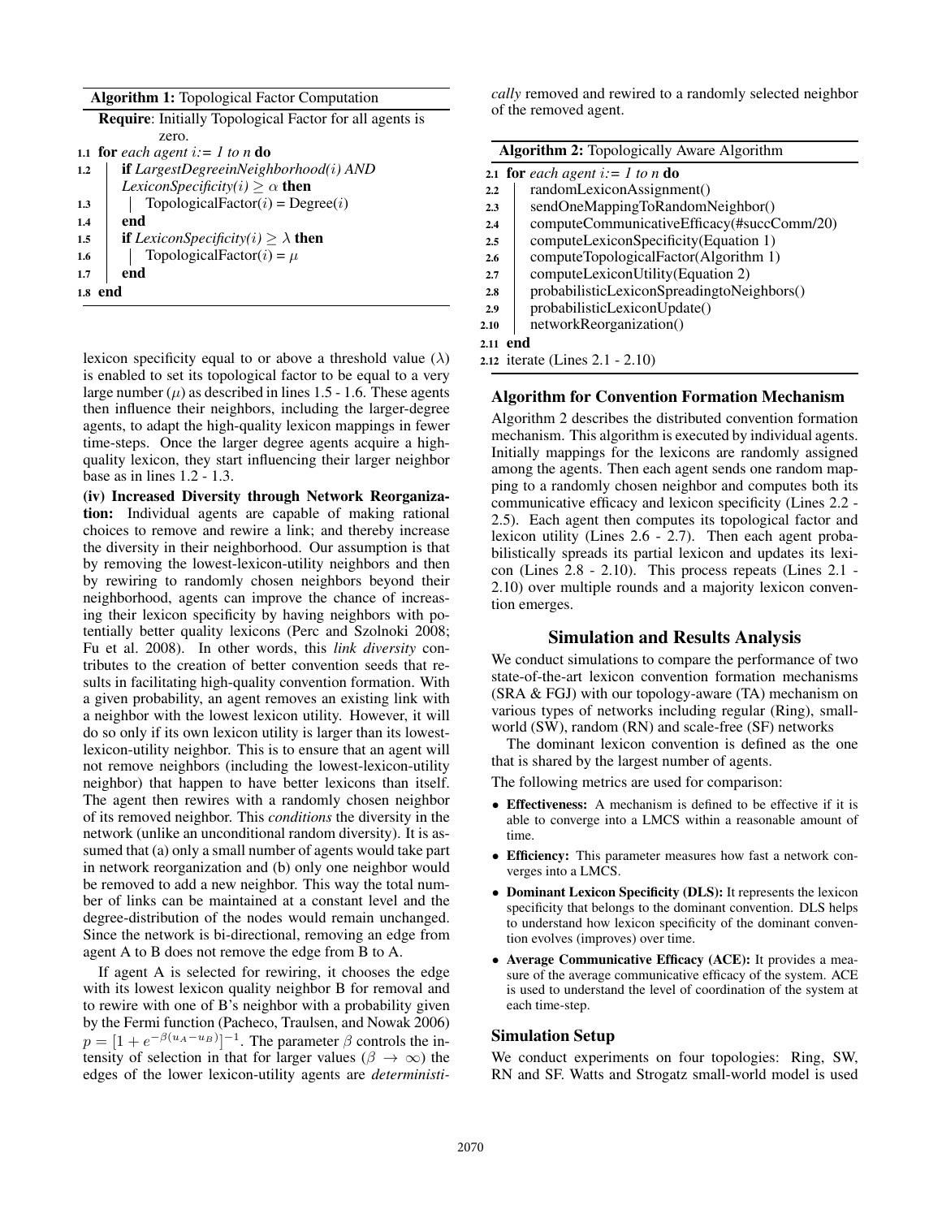**Algorithm 1:** Topological Factor Computation

```
Require: Initially Topological Factor for all agents is
         zero.
1.1 for each agent i:= 1 to n do
1.2     if LargestDegreeinNeighborhood(i) AND
        LexiconSpecificity(i) ≥ α then
1.3         TopologicalFactor(i) = Degree(i)
1.4     end
1.5     if LexiconSpecificity(i) ≥ λ then
1.6         TopologicalFactor(i) = μ
1.7     end
1.8 end
```

lexicon specificity equal to or above a threshold value ($\lambda$) is enabled to set its topological factor to be equal to a very large number ($\mu$) as described in lines 1.5 - 1.6. These agents then influence their neighbors, including the larger-degree agents, to adapt the high-quality lexicon mappings in fewer time-steps. Once the larger degree agents acquire a high-quality lexicon, they start influencing their larger neighbor base as in lines 1.2 - 1.3.

**(iv) Increased Diversity through Network Reorganization:** Individual agents are capable of making rational choices to remove and rewire a link; and thereby increase the diversity in their neighborhood. Our assumption is that by removing the lowest-lexicon-utility neighbors and then by rewiring to randomly chosen neighbors beyond their neighborhood, agents can improve the chance of increasing their lexicon specificity by having neighbors with potentially better quality lexicons (Perc and Szolnoki 2008; Fu et al. 2008). In other words, this *link diversity* contributes to the creation of better convention seeds that results in facilitating high-quality convention formation. With a given probability, an agent removes an existing link with a neighbor with the lowest lexicon utility. However, it will do so only if its own lexicon utility is larger than its lowest-lexicon-utility neighbor. This is to ensure that an agent will not remove neighbors (including the lowest-lexicon-utility neighbor) that happen to have better lexicons than itself. The agent then rewires with a randomly chosen neighbor of its removed neighbor. This *conditions* the diversity in the network (unlike an unconditional random diversity). It is assumed that (a) only a small number of agents would take part in network reorganization and (b) only one neighbor would be removed to add a new neighbor. This way the total number of links can be maintained at a constant level and the degree-distribution of the nodes would remain unchanged. Since the network is bi-directional, removing an edge from agent A to B does not remove the edge from B to A.

If agent A is selected for rewiring, it chooses the edge with its lowest lexicon quality neighbor B for removal and to rewire with one of B's neighbor with a probability given by the Fermi function (Pacheco, Traulsen, and Nowak 2006) $p = [1 + e^{-\beta(u_A - u_B)}]^{-1}$. The parameter $\beta$ controls the intensity of selection in that for larger values ($\beta \to \infty$) the edges of the lower lexicon-utility agents are *deterministically* removed and rewired to a randomly selected neighbor of the removed agent.

**Algorithm 2:** Topologically Aware Algorithm

```
2.1  for each agent i:= 1 to n do
2.2      randomLexiconAssignment()
2.3      sendOneMappingToRandomNeighbor()
2.4      computeCommunicativeEfficacy(#succComm/20)
2.5      computeLexiconSpecificity(Equation 1)
2.6      computeTopologicalFactor(Algorithm 1)
2.7      computeLexiconUtility(Equation 2)
2.8      probabilisticLexiconSpreadingtoNeighbors()
2.9      probabilisticLexiconUpdate()
2.10     networkReorganization()
2.11 end
2.12 iterate (Lines 2.1 - 2.10)
```

### Algorithm for Convention Formation Mechanism

Algorithm 2 describes the distributed convention formation mechanism. This algorithm is executed by individual agents. Initially mappings for the lexicons are randomly assigned among the agents. Then each agent sends one random mapping to a randomly chosen neighbor and computes both its communicative efficacy and lexicon specificity (Lines 2.2 - 2.5). Each agent then computes its topological factor and lexicon utility (Lines 2.6 - 2.7). Then each agent probabilistically spreads its partial lexicon and updates its lexicon (Lines 2.8 - 2.10). This process repeats (Lines 2.1 - 2.10) over multiple rounds and a majority lexicon convention emerges.

## Simulation and Results Analysis

We conduct simulations to compare the performance of two state-of-the-art lexicon convention formation mechanisms (SRA & FGJ) with our topology-aware (TA) mechanism on various types of networks including regular (Ring), small-world (SW), random (RN) and scale-free (SF) networks

The dominant lexicon convention is defined as the one that is shared by the largest number of agents.

The following metrics are used for comparison:

- **Effectiveness:** A mechanism is defined to be effective if it is able to converge into a LMCS within a reasonable amount of time.
- **Efficiency:** This parameter measures how fast a network converges into a LMCS.
- **Dominant Lexicon Specificity (DLS):** It represents the lexicon specificity that belongs to the dominant convention. DLS helps to understand how lexicon specificity of the dominant convention evolves (improves) over time.
- **Average Communicative Efficacy (ACE):** It provides a measure of the average communicative efficacy of the system. ACE is used to understand the level of coordination of the system at each time-step.

### Simulation Setup

We conduct experiments on four topologies: Ring, SW, RN and SF. Watts and Strogatz small-world model is used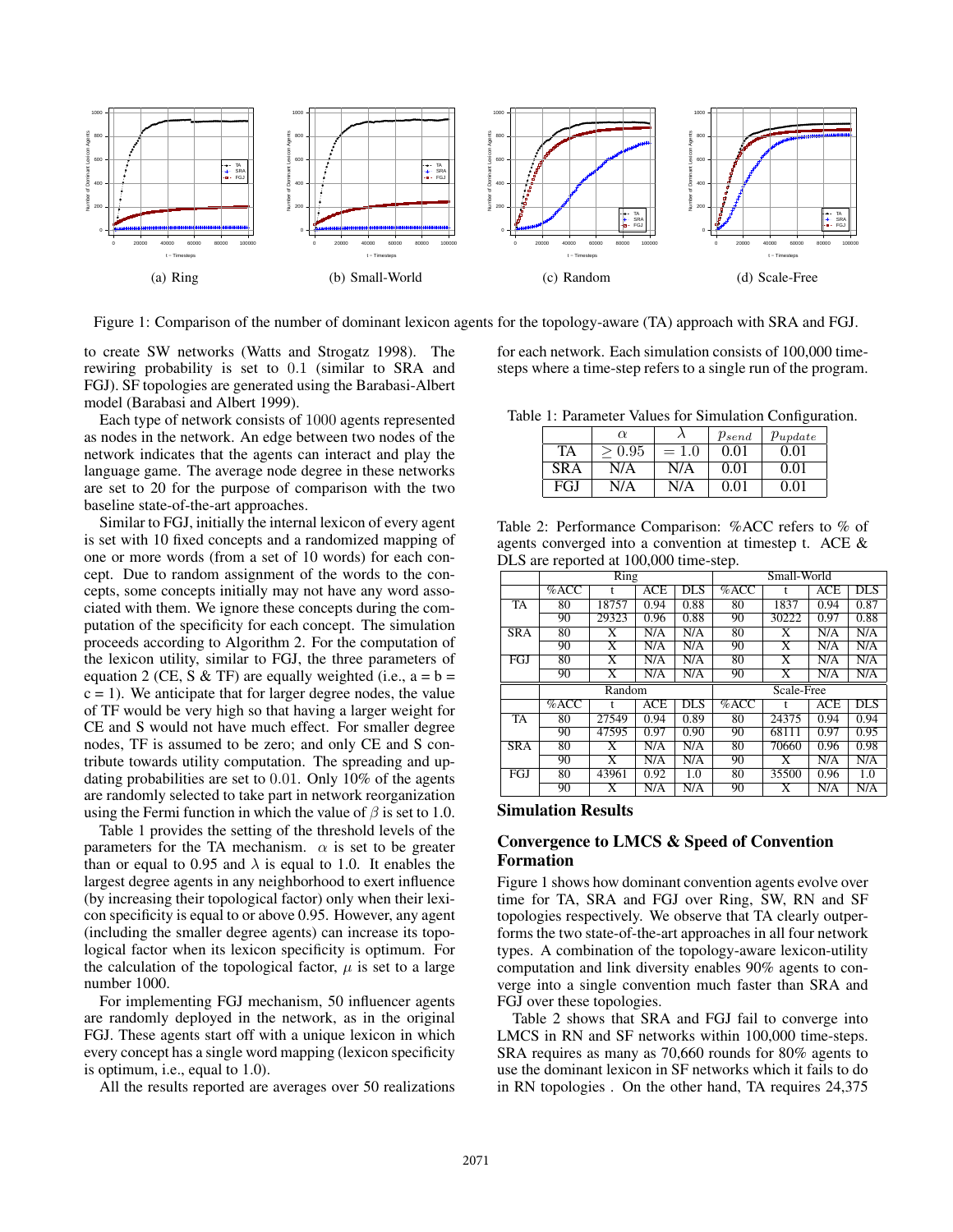(a) Ring (b) Small-World (c) Random (d) Scale-Free

Figure 1: Comparison of the number of dominant lexicon agents for the topology-aware (TA) approach with SRA and FGJ.

to create SW networks (Watts and Strogatz 1998). The rewiring probability is set to 0.1 (similar to SRA and FGJ). SF topologies are generated using the Barabasi-Albert model (Barabasi and Albert 1999).

Each type of network consists of 1000 agents represented as nodes in the network. An edge between two nodes of the network indicates that the agents can interact and play the language game. The average node degree in these networks are set to 20 for the purpose of comparison with the two baseline state-of-the-art approaches.

Similar to FGJ, initially the internal lexicon of every agent is set with 10 fixed concepts and a randomized mapping of one or more words (from a set of 10 words) for each concept. Due to random assignment of the words to the concepts, some concepts initially may not have any word associated with them. We ignore these concepts during the computation of the specificity for each concept. The simulation proceeds according to Algorithm 2. For the computation of the lexicon utility, similar to FGJ, the three parameters of equation 2 (CE, S & TF) are equally weighted (i.e., a = b = c = 1). We anticipate that for larger degree nodes, the value of TF would be very high so that having a larger weight for CE and S would not have much effect. For smaller degree nodes, TF is assumed to be zero; and only CE and S contribute towards utility computation. The spreading and updating probabilities are set to 0.01. Only 10% of the agents are randomly selected to take part in network reorganization using the Fermi function in which the value of $\beta$ is set to 1.0.

Table 1 provides the setting of the threshold levels of the parameters for the TA mechanism. $\alpha$ is set to be greater than or equal to 0.95 and $\lambda$ is equal to 1.0. It enables the largest degree agents in any neighborhood to exert influence (by increasing their topological factor) only when their lexicon specificity is equal to or above 0.95. However, any agent (including the smaller degree agents) can increase its topological factor when its lexicon specificity is optimum. For the calculation of the topological factor, $\mu$ is set to a large number 1000.

For implementing FGJ mechanism, 50 influencer agents are randomly deployed in the network, as in the original FGJ. These agents start off with a unique lexicon in which every concept has a single word mapping (lexicon specificity is optimum, i.e., equal to 1.0).

All the results reported are averages over 50 realizations for each network. Each simulation consists of 100,000 time-steps where a time-step refers to a single run of the program.

Table 1: Parameter Values for Simulation Configuration.

| | $\alpha$ | $\lambda$ | $p_{send}$ | $p_{update}$ |
|---|---|---|---|---|
| TA | $\geq 0.95$ | $= 1.0$ | 0.01 | 0.01 |
| SRA | N/A | N/A | 0.01 | 0.01 |
| FGJ | N/A | N/A | 0.01 | 0.01 |

Table 2: Performance Comparison: %ACC refers to % of agents converged into a convention at timestep t. ACE & DLS are reported at 100,000 time-step.

| | Ring | | | | Small-World | | | |
|---|---|---|---|---|---|---|---|---|
| | %ACC | t | ACE | DLS | %ACC | t | ACE | DLS |
| TA | 80 | 18757 | 0.94 | 0.88 | 80 | 1837 | 0.94 | 0.87 |
| | 90 | 29323 | 0.96 | 0.88 | 90 | 30222 | 0.97 | 0.88 |
| SRA | 80 | X | N/A | N/A | 80 | X | N/A | N/A |
| | 90 | X | N/A | N/A | 90 | X | N/A | N/A |
| FGJ | 80 | X | N/A | N/A | 80 | X | N/A | N/A |
| | 90 | X | N/A | N/A | 90 | X | N/A | N/A |
| | **Random** | | | | **Scale-Free** | | | |
| | %ACC | t | ACE | DLS | %ACC | t | ACE | DLS |
| TA | 80 | 27549 | 0.94 | 0.89 | 80 | 24375 | 0.94 | 0.94 |
| | 90 | 47595 | 0.97 | 0.90 | 90 | 68111 | 0.97 | 0.95 |
| SRA | 80 | X | N/A | N/A | 80 | 70660 | 0.96 | 0.98 |
| | 90 | X | N/A | N/A | 90 | X | N/A | N/A |
| FGJ | 80 | 43961 | 0.92 | 1.0 | 80 | 35500 | 0.96 | 1.0 |
| | 90 | X | N/A | N/A | 90 | X | N/A | N/A |

## Simulation Results

### Convergence to LMCS & Speed of Convention Formation

Figure 1 shows how dominant convention agents evolve over time for TA, SRA and FGJ over Ring, SW, RN and SF topologies respectively. We observe that TA clearly outperforms the two state-of-the-art approaches in all four network types. A combination of the topology-aware lexicon-utility computation and link diversity enables 90% agents to converge into a single convention much faster than SRA and FGJ over these topologies.

Table 2 shows that SRA and FGJ fail to converge into LMCS in RN and SF networks within 100,000 time-steps. SRA requires as many as 70,660 rounds for 80% agents to use the dominant lexicon in SF networks which it fails to do in RN topologies . On the other hand, TA requires 24,375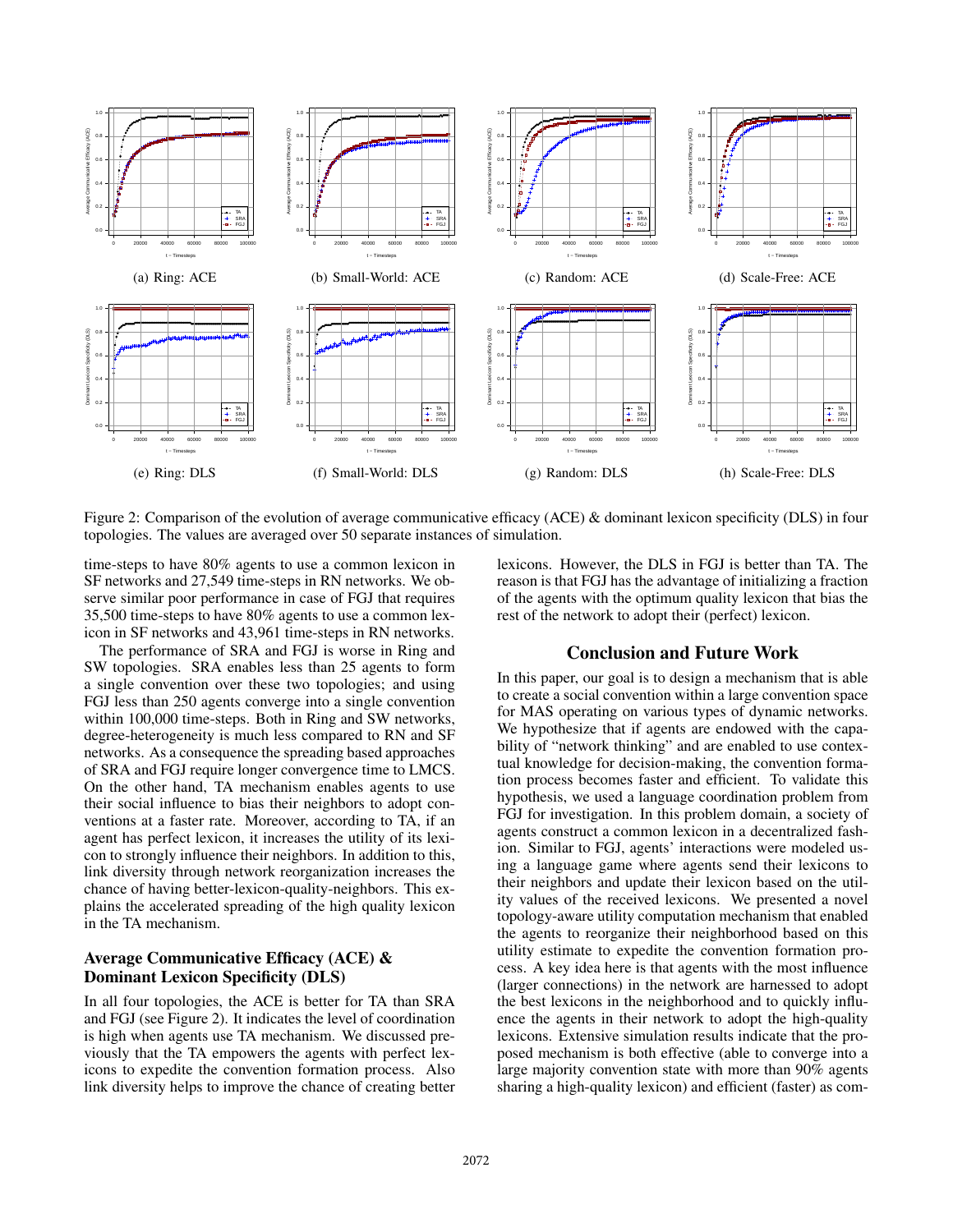(a) Ring: ACE

(b) Small-World: ACE

(c) Random: ACE

(d) Scale-Free: ACE

(e) Ring: DLS

(f) Small-World: DLS

(g) Random: DLS

(h) Scale-Free: DLS

Figure 2: Comparison of the evolution of average communicative efficacy (ACE) & dominant lexicon specificity (DLS) in four topologies. The values are averaged over 50 separate instances of simulation.

time-steps to have 80% agents to use a common lexicon in SF networks and 27,549 time-steps in RN networks. We observe similar poor performance in case of FGJ that requires 35,500 time-steps to have 80% agents to use a common lexicon in SF networks and 43,961 time-steps in RN networks.

The performance of SRA and FGJ is worse in Ring and SW topologies. SRA enables less than 25 agents to form a single convention over these two topologies; and using FGJ less than 250 agents converge into a single convention within 100,000 time-steps. Both in Ring and SW networks, degree-heterogeneity is much less compared to RN and SF networks. As a consequence the spreading based approaches of SRA and FGJ require longer convergence time to LMCS. On the other hand, TA mechanism enables agents to use their social influence to bias their neighbors to adopt conventions at a faster rate. Moreover, according to TA, if an agent has perfect lexicon, it increases the utility of its lexicon to strongly influence their neighbors. In addition to this, link diversity through network reorganization increases the chance of having better-lexicon-quality-neighbors. This explains the accelerated spreading of the high quality lexicon in the TA mechanism.

### Average Communicative Efficacy (ACE) & Dominant Lexicon Specificity (DLS)

In all four topologies, the ACE is better for TA than SRA and FGJ (see Figure 2). It indicates the level of coordination is high when agents use TA mechanism. We discussed previously that the TA empowers the agents with perfect lexicons to expedite the convention formation process. Also link diversity helps to improve the chance of creating better lexicons. However, the DLS in FGJ is better than TA. The reason is that FGJ has the advantage of initializing a fraction of the agents with the optimum quality lexicon that bias the rest of the network to adopt their (perfect) lexicon.

## Conclusion and Future Work

In this paper, our goal is to design a mechanism that is able to create a social convention within a large convention space for MAS operating on various types of dynamic networks. We hypothesize that if agents are endowed with the capability of "network thinking" and are enabled to use contextual knowledge for decision-making, the convention formation process becomes faster and efficient. To validate this hypothesis, we used a language coordination problem from FGJ for investigation. In this problem domain, a society of agents construct a common lexicon in a decentralized fashion. Similar to FGJ, agents' interactions were modeled using a language game where agents send their lexicons to their neighbors and update their lexicon based on the utility values of the received lexicons. We presented a novel topology-aware utility computation mechanism that enabled the agents to reorganize their neighborhood based on this utility estimate to expedite the convention formation process. A key idea here is that agents with the most influence (larger connections) in the network are harnessed to adopt the best lexicons in the neighborhood and to quickly influence the agents in their network to adopt the high-quality lexicons. Extensive simulation results indicate that the proposed mechanism is both effective (able to converge into a large majority convention state with more than 90% agents sharing a high-quality lexicon) and efficient (faster) as com-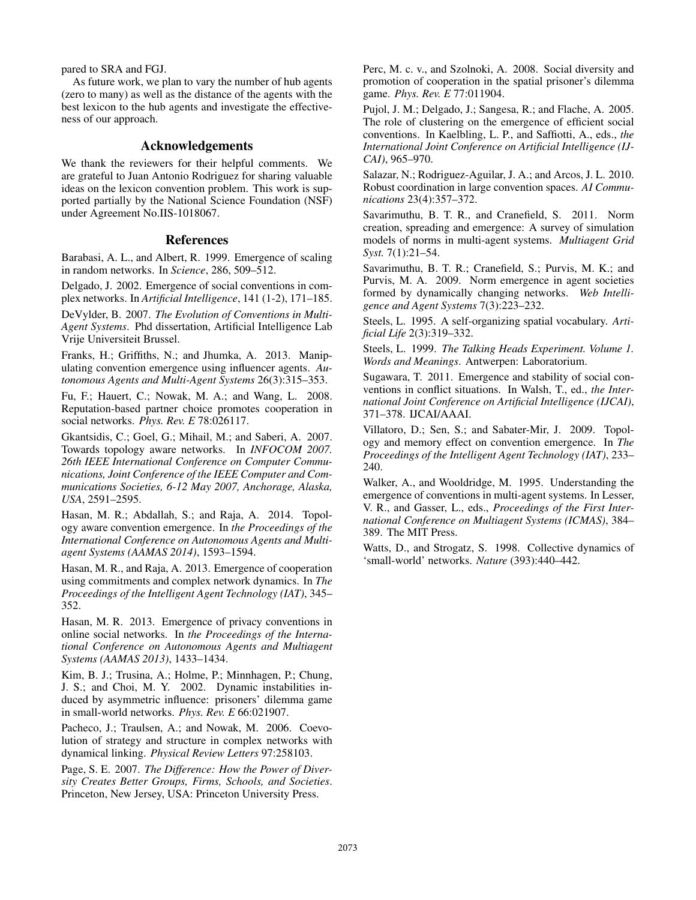pared to SRA and FGJ.

As future work, we plan to vary the number of hub agents (zero to many) as well as the distance of the agents with the best lexicon to the hub agents and investigate the effectiveness of our approach.

## Acknowledgements

We thank the reviewers for their helpful comments. We are grateful to Juan Antonio Rodriguez for sharing valuable ideas on the lexicon convention problem. This work is supported partially by the National Science Foundation (NSF) under Agreement No.IIS-1018067.

## References

Barabasi, A. L., and Albert, R. 1999. Emergence of scaling in random networks. In *Science*, 286, 509–512.

Delgado, J. 2002. Emergence of social conventions in complex networks. In *Artificial Intelligence*, 141 (1-2), 171–185.

DeVylder, B. 2007. *The Evolution of Conventions in Multi-Agent Systems*. Phd dissertation, Artificial Intelligence Lab Vrije Universiteit Brussel.

Franks, H.; Griffiths, N.; and Jhumka, A. 2013. Manipulating convention emergence using influencer agents. *Autonomous Agents and Multi-Agent Systems* 26(3):315–353.

Fu, F.; Hauert, C.; Nowak, M. A.; and Wang, L. 2008. Reputation-based partner choice promotes cooperation in social networks. *Phys. Rev. E* 78:026117.

Gkantsidis, C.; Goel, G.; Mihail, M.; and Saberi, A. 2007. Towards topology aware networks. In *INFOCOM 2007. 26th IEEE International Conference on Computer Communications, Joint Conference of the IEEE Computer and Communications Societies, 6-12 May 2007, Anchorage, Alaska, USA*, 2591–2595.

Hasan, M. R.; Abdallah, S.; and Raja, A. 2014. Topology aware convention emergence. In *the Proceedings of the International Conference on Autonomous Agents and Multiagent Systems (AAMAS 2014)*, 1593–1594.

Hasan, M. R., and Raja, A. 2013. Emergence of cooperation using commitments and complex network dynamics. In *The Proceedings of the Intelligent Agent Technology (IAT)*, 345–352.

Hasan, M. R. 2013. Emergence of privacy conventions in online social networks. In *the Proceedings of the International Conference on Autonomous Agents and Multiagent Systems (AAMAS 2013)*, 1433–1434.

Kim, B. J.; Trusina, A.; Holme, P.; Minnhagen, P.; Chung, J. S.; and Choi, M. Y. 2002. Dynamic instabilities induced by asymmetric influence: prisoners' dilemma game in small-world networks. *Phys. Rev. E* 66:021907.

Pacheco, J.; Traulsen, A.; and Nowak, M. 2006. Coevolution of strategy and structure in complex networks with dynamical linking. *Physical Review Letters* 97:258103.

Page, S. E. 2007. *The Difference: How the Power of Diversity Creates Better Groups, Firms, Schools, and Societies*. Princeton, New Jersey, USA: Princeton University Press.

Perc, M. c. v., and Szolnoki, A. 2008. Social diversity and promotion of cooperation in the spatial prisoner's dilemma game. *Phys. Rev. E* 77:011904.

Pujol, J. M.; Delgado, J.; Sangesa, R.; and Flache, A. 2005. The role of clustering on the emergence of efficient social conventions. In Kaelbling, L. P., and Saffiotti, A., eds., *the International Joint Conference on Artificial Intelligence (IJCAI)*, 965–970.

Salazar, N.; Rodriguez-Aguilar, J. A.; and Arcos, J. L. 2010. Robust coordination in large convention spaces. *AI Communications* 23(4):357–372.

Savarimuthu, B. T. R., and Cranefield, S. 2011. Norm creation, spreading and emergence: A survey of simulation models of norms in multi-agent systems. *Multiagent Grid Syst.* 7(1):21–54.

Savarimuthu, B. T. R.; Cranefield, S.; Purvis, M. K.; and Purvis, M. A. 2009. Norm emergence in agent societies formed by dynamically changing networks. *Web Intelligence and Agent Systems* 7(3):223–232.

Steels, L. 1995. A self-organizing spatial vocabulary. *Artificial Life* 2(3):319–332.

Steels, L. 1999. *The Talking Heads Experiment. Volume 1. Words and Meanings*. Antwerpen: Laboratorium.

Sugawara, T. 2011. Emergence and stability of social conventions in conflict situations. In Walsh, T., ed., *the International Joint Conference on Artificial Intelligence (IJCAI)*, 371–378. IJCAI/AAAI.

Villatoro, D.; Sen, S.; and Sabater-Mir, J. 2009. Topology and memory effect on convention emergence. In *The Proceedings of the Intelligent Agent Technology (IAT)*, 233–240.

Walker, A., and Wooldridge, M. 1995. Understanding the emergence of conventions in multi-agent systems. In Lesser, V. R., and Gasser, L., eds., *Proceedings of the First International Conference on Multiagent Systems (ICMAS)*, 384–389. The MIT Press.

Watts, D., and Strogatz, S. 1998. Collective dynamics of 'small-world' networks. *Nature* (393):440–442.